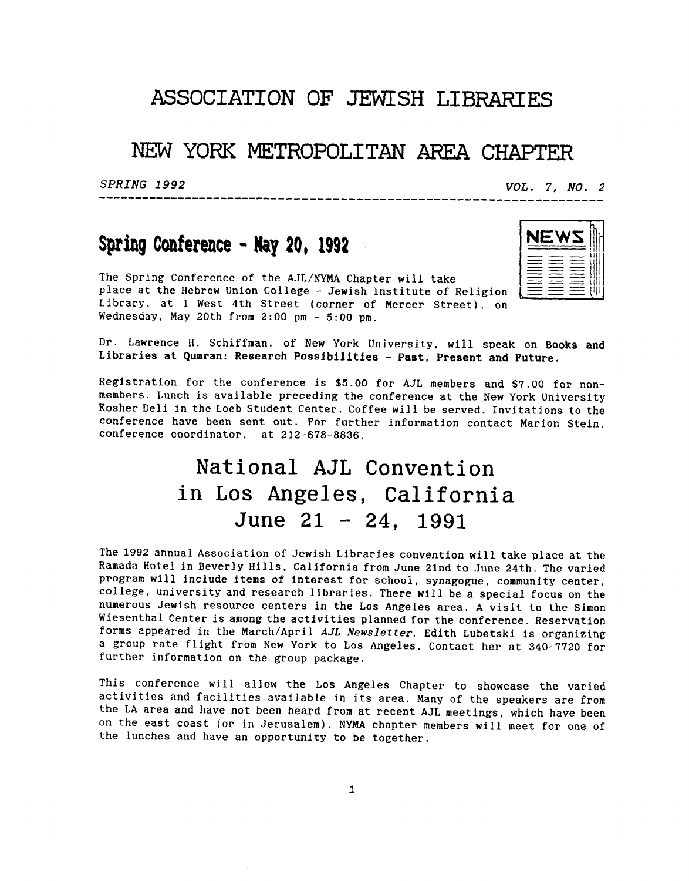# ASSOCIATION OF JEWISH LIBRARIES

# NEW YORK METROPOLITAN AREA CHAPTER

*SPRING 1992* *VOL. 7, NO. 2*

## Spring Conference - May 20, 1992

The Spring Conference of the AJL/NYMA Chapter will take place at the Hebrew Union College - Jewish Institute of Religion Library, at 1 West 4th Street (corner of Mercer Street), on Wednesday, May 20th from 2:00 pm - 5:00 pm.

Dr. Lawrence H. Schiffman, of New York University, will speak on **Books and Libraries at Qumran: Research Possibilities - Past, Present and Future.**

Registration for the conference is $5.00 for AJL members and $7.00 for non-members. Lunch is available preceding the conference at the New York University Kosher Deli in the Loeb Student Center. Coffee will be served. Invitations to the conference have been sent out. For further information contact Marion Stein, conference coordinator, at 212-678-8836.

## National AJL Convention in Los Angeles, California June 21 - 24, 1991

The 1992 annual Association of Jewish Libraries convention will take place at the Ramada Hotel in Beverly Hills, California from June 21nd to June 24th. The varied program will include items of interest for school, synagogue, community center, college, university and research libraries. There will be a special focus on the numerous Jewish resource centers in the Los Angeles area. A visit to the Simon Wiesenthal Center is among the activities planned for the conference. Reservation forms appeared in the March/April *AJL Newsletter*. Edith Lubetski is organizing a group rate flight from New York to Los Angeles. Contact her at 340-7720 for further information on the group package.

This conference will allow the Los Angeles Chapter to showcase the varied activities and facilities available in its area. Many of the speakers are from the LA area and have not been heard from at recent AJL meetings, which have been on the east coast (or in Jerusalem). NYMA chapter members will meet for one of the lunches and have an opportunity to be together.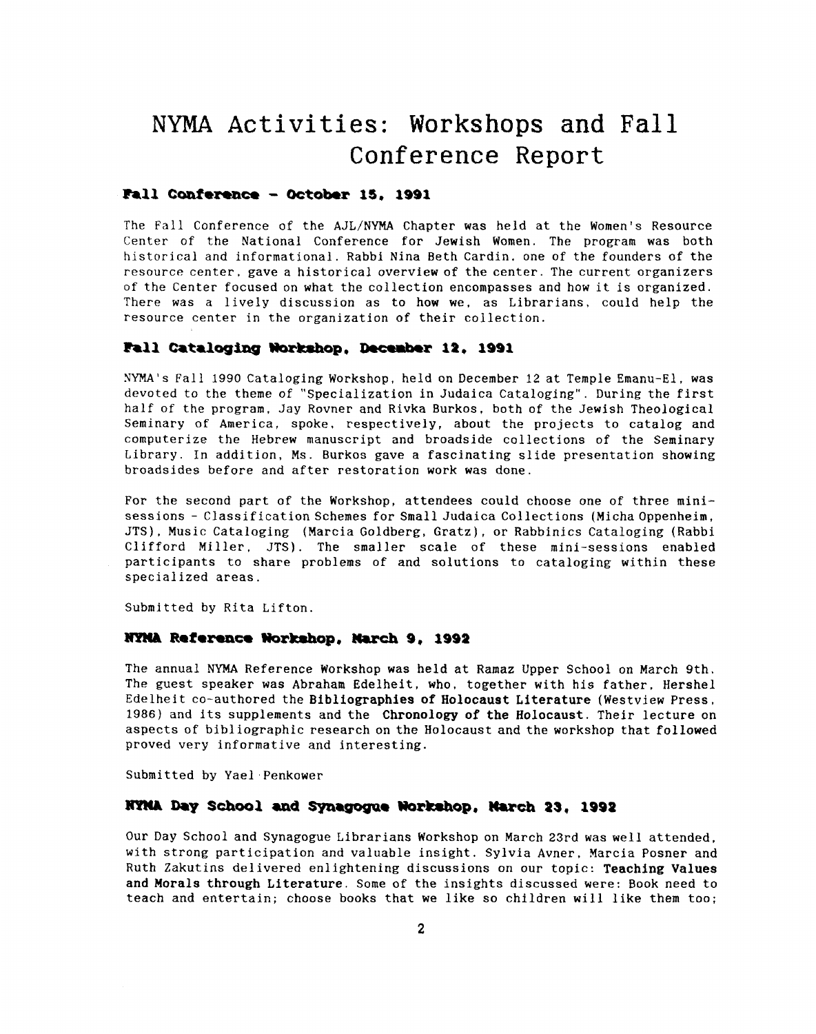# NYMA Activities: Workshops and Fall Conference Report

### Fall Conference - October 15, 1991

The Fall Conference of the AJL/NYMA Chapter was held at the Women's Resource Center of the National Conference for Jewish Women. The program was both historical and informational. Rabbi Nina Beth Cardin, one of the founders of the resource center, gave a historical overview of the center. The current organizers of the Center focused on what the collection encompasses and how it is organized. There was a lively discussion as to how we, as Librarians, could help the resource center in the organization of their collection.

### Fall Cataloging Workshop, December 12, 1991

NYMA's Fall 1990 Cataloging Workshop, held on December 12 at Temple Emanu-El, was devoted to the theme of "Specialization in Judaica Cataloging". During the first half of the program, Jay Rovner and Rivka Burkos, both of the Jewish Theological Seminary of America, spoke, respectively, about the projects to catalog and computerize the Hebrew manuscript and broadside collections of the Seminary Library. In addition, Ms. Burkos gave a fascinating slide presentation showing broadsides before and after restoration work was done.

For the second part of the Workshop, attendees could choose one of three mini-sessions - Classification Schemes for Small Judaica Collections (Micha Oppenheim, JTS), Music Cataloging (Marcia Goldberg, Gratz), or Rabbinics Cataloging (Rabbi Clifford Miller, JTS). The smaller scale of these mini-sessions enabled participants to share problems of and solutions to cataloging within these specialized areas.

Submitted by Rita Lifton.

### NYMA Reference Workshop, March 9, 1992

The annual NYMA Reference Workshop was held at Ramaz Upper School on March 9th. The guest speaker was Abraham Edelheit, who, together with his father, Hershel Edelheit co-authored the **Bibliographies of Holocaust Literature** (Westview Press, 1986) and its supplements and the **Chronology of the Holocaust**. Their lecture on aspects of bibliographic research on the Holocaust and the workshop that followed proved very informative and interesting.

Submitted by Yael Penkower

### NYMA Day School and Synagogue Workshop, March 23, 1992

Our Day School and Synagogue Librarians Workshop on March 23rd was well attended, with strong participation and valuable insight. Sylvia Avner, Marcia Posner and Ruth Zakutins delivered enlightening discussions on our topic: **Teaching Values and Morals through Literature**. Some of the insights discussed were: Book need to teach and entertain; choose books that we like so children will like them too;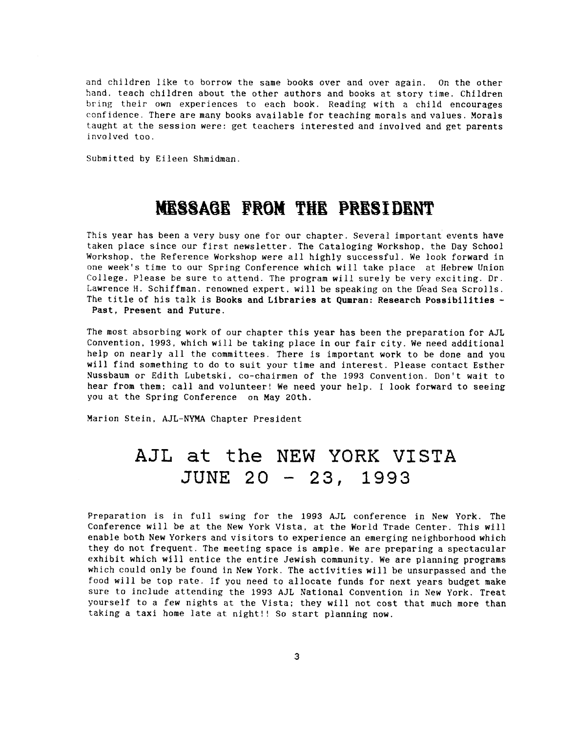and children like to borrow the same books over and over again. On the other hand, teach children about the other authors and books at story time. Children bring their own experiences to each book. Reading with a child encourages confidence. There are many books available for teaching morals and values. Morals taught at the session were: get teachers interested and involved and get parents involved too.

Submitted by Eileen Shmidman.

## MESSAGE FROM THE PRESIDENT

This year has been a very busy one for our chapter. Several important events have taken place since our first newsletter. The Cataloging Workshop, the Day School Workshop, the Reference Workshop were all highly successful. We look forward in one week's time to our Spring Conference which will take place at Hebrew Union College. Please be sure to attend. The program will surely be very exciting. Dr. Lawrence H. Schiffman, renowned expert, will be speaking on the Dead Sea Scrolls. The title of his talk is **Books and Libraries at Qumran: Research Possibilities - Past, Present and Future.**

The most absorbing work of our chapter this year has been the preparation for AJL Convention, 1993, which will be taking place in our fair city. We need additional help on nearly all the committees. There is important work to be done and you will find something to do to suit your time and interest. Please contact Esther Nussbaum or Edith Lubetski, co-chairmen of the 1993 Convention. Don't wait to hear from them; call and volunteer! We need your help. I look forward to seeing you at the Spring Conference on May 20th.

Marion Stein, AJL-NYMA Chapter President

## AJL at the NEW YORK VISTA JUNE 20 - 23, 1993

Preparation is in full swing for the 1993 AJL conference in New York. The Conference will be at the New York Vista, at the World Trade Center. This will enable both New Yorkers and visitors to experience an emerging neighborhood which they do not frequent. The meeting space is ample. We are preparing a spectacular exhibit which will entice the entire Jewish community. We are planning programs which could only be found in New York. The activities will be unsurpassed and the food will be top rate. If you need to allocate funds for next years budget make sure to include attending the 1993 AJL National Convention in New York. Treat yourself to a few nights at the Vista; they will not cost that much more than taking a taxi home late at night!! So start planning now.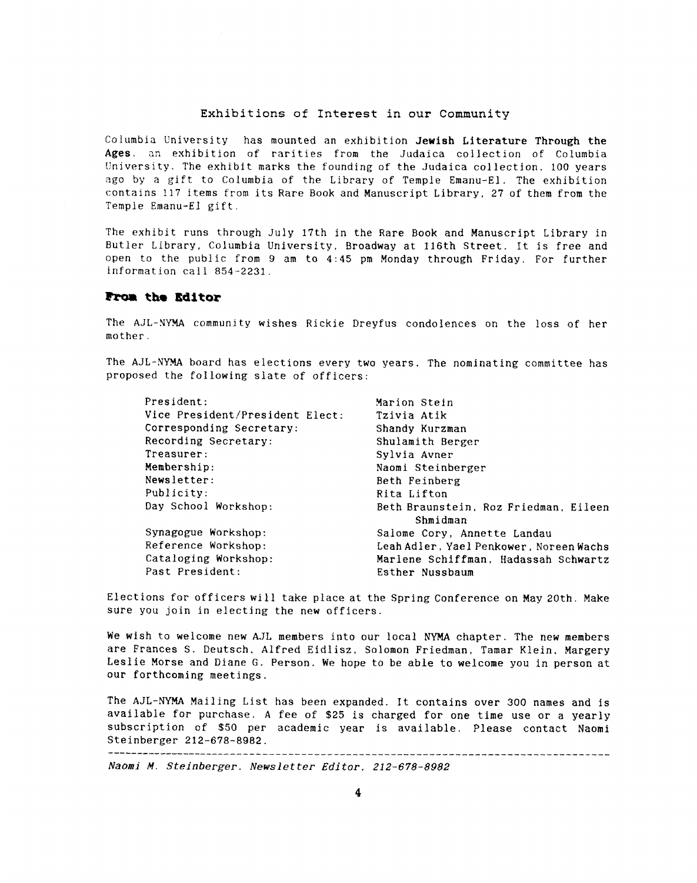## Exhibitions of Interest in our Community

Columbia University has mounted an exhibition **Jewish Literature Through the Ages**, an exhibition of rarities from the Judaica collection of Columbia University. The exhibit marks the founding of the Judaica collection, 100 years ago by a gift to Columbia of the Library of Temple Emanu-El. The exhibition contains 117 items from its Rare Book and Manuscript Library, 27 of them from the Temple Emanu-El gift.

The exhibit runs through July 17th in the Rare Book and Manuscript Library in Butler Library, Columbia University, Broadway at 116th Street. It is free and open to the public from 9 am to 4:45 pm Monday through Friday. For further information call 854-2231.

## From the Editor

The AJL-NYMA community wishes Rickie Dreyfus condolences on the loss of her mother.

The AJL-NYMA board has elections every two years. The nominating committee has proposed the following slate of officers:

| | |
|---|---|
| President: | Marion Stein |
| Vice President/President Elect: | Tzivia Atik |
| Corresponding Secretary: | Shandy Kurzman |
| Recording Secretary: | Shulamith Berger |
| Treasurer: | Sylvia Avner |
| Membership: | Naomi Steinberger |
| Newsletter: | Beth Feinberg |
| Publicity: | Rita Lifton |
| Day School Workshop: | Beth Braunstein, Roz Friedman, Eileen Shmidman |
| Synagogue Workshop: | Salome Cory, Annette Landau |
| Reference Workshop: | Leah Adler, Yael Penkower, Noreen Wachs |
| Cataloging Workshop: | Marlene Schiffman, Hadassah Schwartz |
| Past President: | Esther Nussbaum |

Elections for officers will take place at the Spring Conference on May 20th. Make sure you join in electing the new officers.

We wish to welcome new AJL members into our local NYMA chapter. The new members are Frances S. Deutsch, Alfred Eidlisz, Solomon Friedman, Tamar Klein, Margery Leslie Morse and Diane G. Person. We hope to be able to welcome you in person at our forthcoming meetings.

The AJL-NYMA Mailing List has been expanded. It contains over 300 names and is available for purchase. A fee of $25 is charged for one time use or a yearly subscription of $50 per academic year is available. Please contact Naomi Steinberger 212-678-8982.

---

*Naomi M. Steinberger, Newsletter Editor, 212-678-8982*